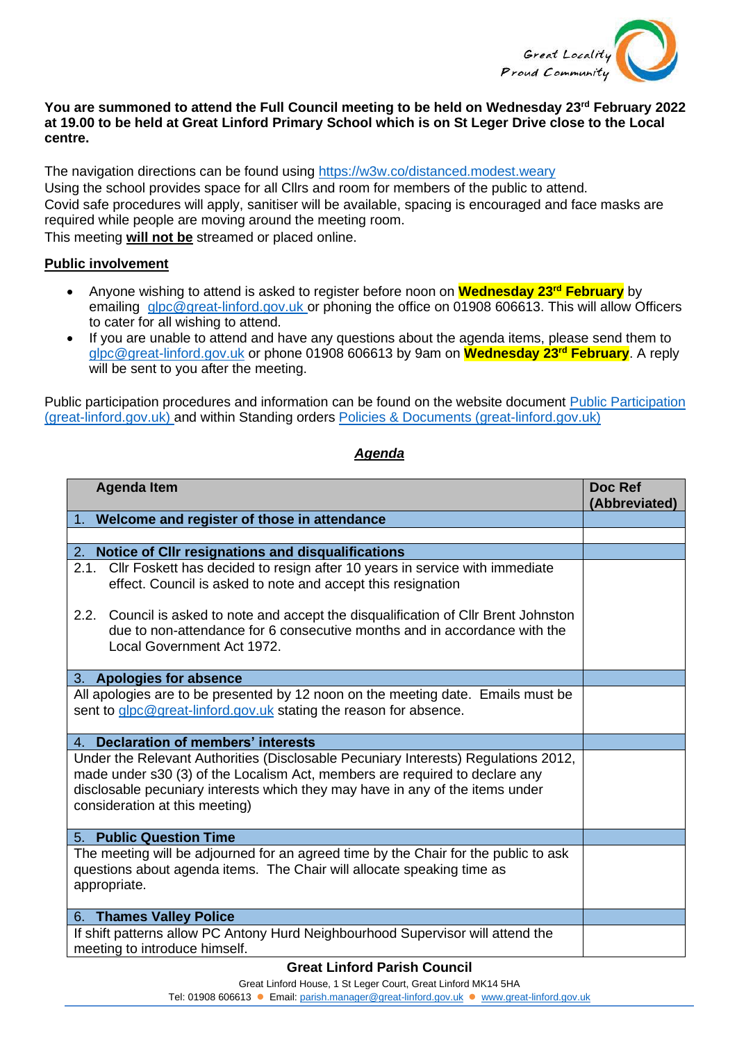Great Locality Proud Community

**You are summoned to attend the Full Council meeting to be held on Wednesday 23rd February 2022 at 19.00 to be held at Great Linford Primary School which is on St Leger Drive close to the Local centre.**

The navigation directions can be found using https://w3w.co/distanced.modest.weary
Using the school provides space for all Cllrs and room for members of the public to attend.
Covid safe procedures will apply, sanitiser will be available, spacing is encouraged and face masks are required while people are moving around the meeting room.
This meeting **will not be** streamed or placed online.

**Public involvement**

- Anyone wishing to attend is asked to register before noon on **Wednesday 23rd February** by emailing glpc@great-linford.gov.uk or phoning the office on 01908 606613. This will allow Officers to cater for all wishing to attend.
- If you are unable to attend and have any questions about the agenda items, please send them to glpc@great-linford.gov.uk or phone 01908 606613 by 9am on **Wednesday 23rd February**. A reply will be sent to you after the meeting.

Public participation procedures and information can be found on the website document Public Participation (great-linford.gov.uk) and within Standing orders Policies & Documents (great-linford.gov.uk)

## *Agenda*

| Agenda Item | Doc Ref (Abbreviated) |
|---|---|
| **1. Welcome and register of those in attendance** | |
| | |
| **2. Notice of Cllr resignations and disqualifications** | |
| 2.1. Cllr Foskett has decided to resign after 10 years in service with immediate effect. Council is asked to note and accept this resignation<br><br>2.2. Council is asked to note and accept the disqualification of Cllr Brent Johnston due to non-attendance for 6 consecutive months and in accordance with the Local Government Act 1972. | |
| **3. Apologies for absence** | |
| All apologies are to be presented by 12 noon on the meeting date. Emails must be sent to glpc@great-linford.gov.uk stating the reason for absence. | |
| **4. Declaration of members' interests** | |
| Under the Relevant Authorities (Disclosable Pecuniary Interests) Regulations 2012, made under s30 (3) of the Localism Act, members are required to declare any disclosable pecuniary interests which they may have in any of the items under consideration at this meeting) | |
| **5. Public Question Time** | |
| The meeting will be adjourned for an agreed time by the Chair for the public to ask questions about agenda items. The Chair will allocate speaking time as appropriate. | |
| **6. Thames Valley Police** | |
| If shift patterns allow PC Antony Hurd Neighbourhood Supervisor will attend the meeting to introduce himself. | |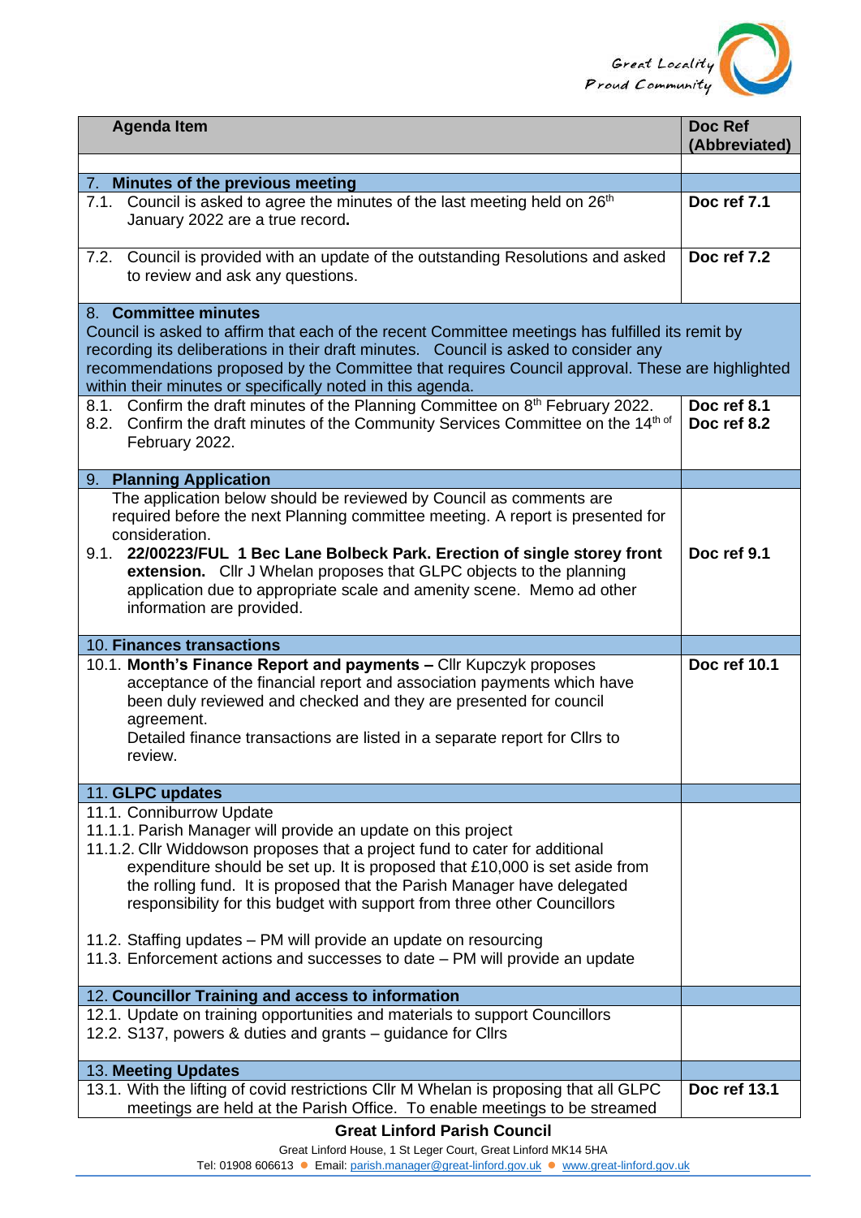| Agenda Item | Doc Ref (Abbreviated) |
|---|---|
| | |
| 7. **Minutes of the previous meeting** | |
| 7.1. Council is asked to agree the minutes of the last meeting held on 26th January 2022 are a true record**.** | **Doc ref 7.1** |
| 7.2. Council is provided with an update of the outstanding Resolutions and asked to review and ask any questions. | **Doc ref 7.2** |
| 8. **Committee minutes**<br>Council is asked to affirm that each of the recent Committee meetings has fulfilled its remit by recording its deliberations in their draft minutes. Council is asked to consider any recommendations proposed by the Committee that requires Council approval. These are highlighted within their minutes or specifically noted in this agenda. | |
| 8.1. Confirm the draft minutes of the Planning Committee on 8th February 2022.<br>8.2. Confirm the draft minutes of the Community Services Committee on the 14th of February 2022. | **Doc ref 8.1**<br>**Doc ref 8.2** |
| 9. **Planning Application** | |
| The application below should be reviewed by Council as comments are required before the next Planning committee meeting. A report is presented for consideration.<br>9.1. **22/00223/FUL 1 Bec Lane Bolbeck Park. Erection of single storey front extension.** Cllr J Whelan proposes that GLPC objects to the planning application due to appropriate scale and amenity scene. Memo ad other information are provided. | **Doc ref 9.1** |
| 10. **Finances transactions** | |
| 10.1. **Month's Finance Report and payments –** Cllr Kupczyk proposes acceptance of the financial report and association payments which have been duly reviewed and checked and they are presented for council agreement.<br>Detailed finance transactions are listed in a separate report for Cllrs to review. | **Doc ref 10.1** |
| 11. **GLPC updates** | |
| 11.1. Conniburrow Update<br>11.1.1. Parish Manager will provide an update on this project<br>11.1.2. Cllr Widdowson proposes that a project fund to cater for additional expenditure should be set up. It is proposed that £10,000 is set aside from the rolling fund. It is proposed that the Parish Manager have delegated responsibility for this budget with support from three other Councillors<br><br>11.2. Staffing updates – PM will provide an update on resourcing<br>11.3. Enforcement actions and successes to date – PM will provide an update | |
| 12. **Councillor Training and access to information** | |
| 12.1. Update on training opportunities and materials to support Councillors<br>12.2. S137, powers & duties and grants – guidance for Cllrs | |
| 13. **Meeting Updates** | |
| 13.1. With the lifting of covid restrictions Cllr M Whelan is proposing that all GLPC meetings are held at the Parish Office. To enable meetings to be streamed | **Doc ref 13.1** |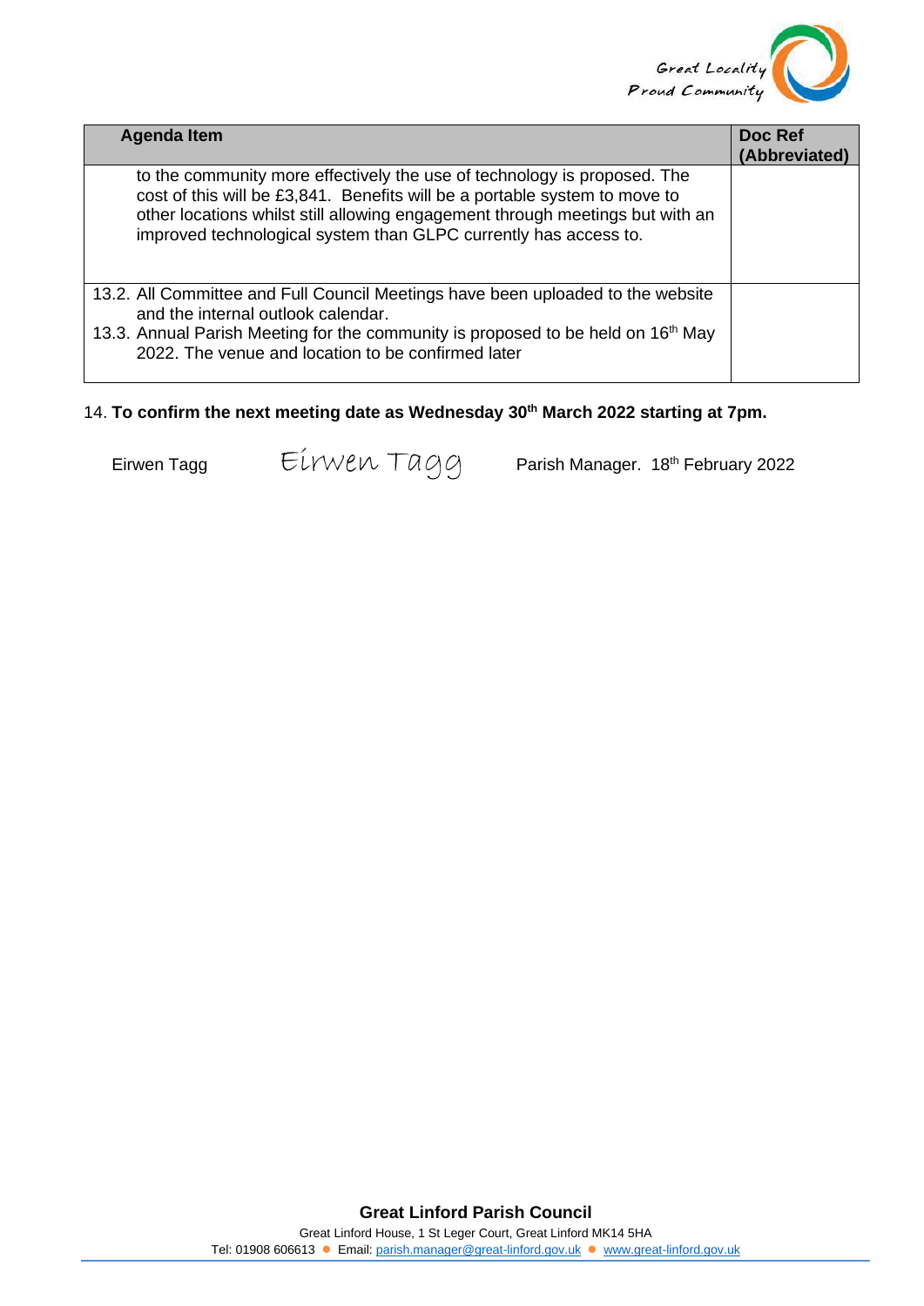| Agenda Item | Doc Ref (Abbreviated) |
|---|---|
| to the community more effectively the use of technology is proposed. The cost of this will be £3,841. Benefits will be a portable system to move to other locations whilst still allowing engagement through meetings but with an improved technological system than GLPC currently has access to. | |
| 13.2. All Committee and Full Council Meetings have been uploaded to the website and the internal outlook calendar.<br>13.3. Annual Parish Meeting for the community is proposed to be held on 16th May 2022. The venue and location to be confirmed later | |

14. **To confirm the next meeting date as Wednesday 30th March 2022 starting at 7pm.**

Eirwen Tagg &nbsp;&nbsp;&nbsp; Eirwen Tagg &nbsp;&nbsp;&nbsp; Parish Manager. 18th February 2022

**Great Linford Parish Council**
Great Linford House, 1 St Leger Court, Great Linford MK14 5HA
Tel: 01908 606613 ● Email: parish.manager@great-linford.gov.uk ● www.great-linford.gov.uk